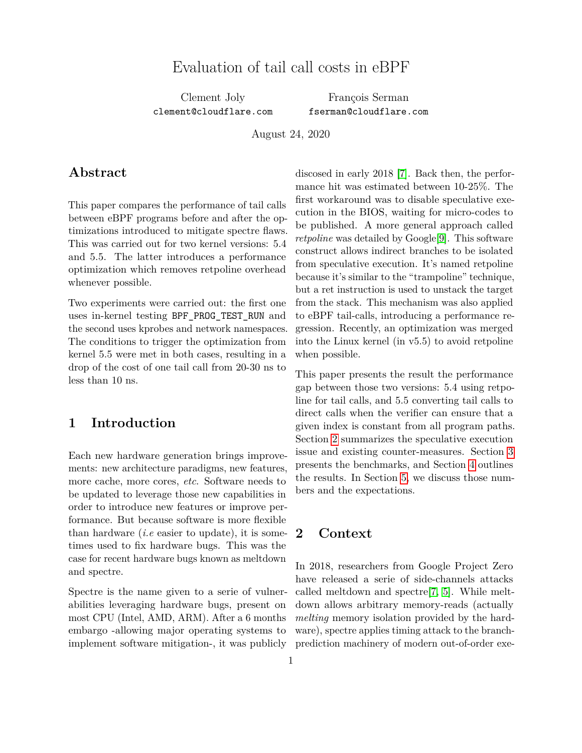# Evaluation of tail call costs in eBPF

Clement Joly
`clement@cloudflare.com`

François Serman
`fserman@cloudflare.com`

August 24, 2020

## Abstract

This paper compares the performance of tail calls between eBPF programs before and after the optimizations introduced to mitigate spectre flaws. This was carried out for two kernel versions: 5.4 and 5.5. The latter introduces a performance optimization which removes retpoline overhead whenever possible.

Two experiments were carried out: the first one uses in-kernel testing `BPF_PROG_TEST_RUN` and the second uses kprobes and network namespaces. The conditions to trigger the optimization from kernel 5.5 were met in both cases, resulting in a drop of the cost of one tail call from 20-30 ns to less than 10 ns.

## 1 Introduction

Each new hardware generation brings improvements: new architecture paradigms, new features, more cache, more cores, *etc*. Software needs to be updated to leverage those new capabilities in order to introduce new features or improve performance. But because software is more flexible than hardware (*i.e* easier to update), it is sometimes used to fix hardware bugs. This was the case for recent hardware bugs known as meltdown and spectre.

Spectre is the name given to a serie of vulnerabilities leveraging hardware bugs, present on most CPU (Intel, AMD, ARM). After a 6 months embargo -allowing major operating systems to implement software mitigation-, it was publicly discosed in early 2018 [7]. Back then, the performance hit was estimated between 10-25%. The first workaround was to disable speculative execution in the BIOS, waiting for micro-codes to be published. A more general approach called *retpoline* was detailed by Google[9]. This software construct allows indirect branches to be isolated from speculative execution. It's named retpoline because it's similar to the "trampoline" technique, but a ret instruction is used to unstack the target from the stack. This mechanism was also applied to eBPF tail-calls, introducing a performance regression. Recently, an optimization was merged into the Linux kernel (in v5.5) to avoid retpoline when possible.

This paper presents the result the performance gap between those two versions: 5.4 using retpoline for tail calls, and 5.5 converting tail calls to direct calls when the verifier can ensure that a given index is constant from all program paths. Section 2 summarizes the speculative execution issue and existing counter-measures. Section 3 presents the benchmarks, and Section 4 outlines the results. In Section 5, we discuss those numbers and the expectations.

## 2 Context

In 2018, researchers from Google Project Zero have released a serie of side-channels attacks called meltdown and spectre[7, 5]. While meltdown allows arbitrary memory-reads (actually *melting* memory isolation provided by the hardware), spectre applies timing attack to the branch-prediction machinery of modern out-of-order exe-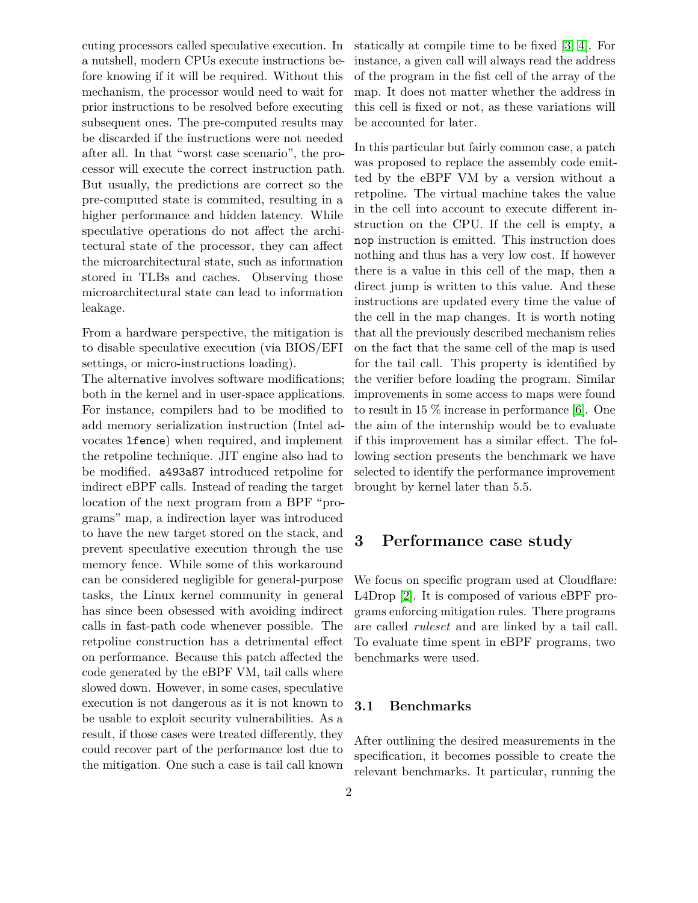cuting processors called speculative execution. In a nutshell, modern CPUs execute instructions before knowing if it will be required. Without this mechanism, the processor would need to wait for prior instructions to be resolved before executing subsequent ones. The pre-computed results may be discarded if the instructions were not needed after all. In that "worst case scenario", the processor will execute the correct instruction path. But usually, the predictions are correct so the pre-computed state is commited, resulting in a higher performance and hidden latency. While speculative operations do not affect the architectural state of the processor, they can affect the microarchitectural state, such as information stored in TLBs and caches. Observing those microarchitectural state can lead to information leakage.

From a hardware perspective, the mitigation is to disable speculative execution (via BIOS/EFI settings, or micro-instructions loading).

The alternative involves software modifications; both in the kernel and in user-space applications. For instance, compilers had to be modified to add memory serialization instruction (Intel advocates `lfence`) when required, and implement the retpoline technique. JIT engine also had to be modified. `a493a87` introduced retpoline for indirect eBPF calls. Instead of reading the target location of the next program from a BPF "programs" map, a indirection layer was introduced to have the new target stored on the stack, and prevent speculative execution through the use memory fence. While some of this workaround can be considered negligible for general-purpose tasks, the Linux kernel community in general has since been obsessed with avoiding indirect calls in fast-path code whenever possible. The retpoline construction has a detrimental effect on performance. Because this patch affected the code generated by the eBPF VM, tail calls where slowed down. However, in some cases, speculative execution is not dangerous as it is not known to be usable to exploit security vulnerabilities. As a result, if those cases were treated differently, they could recover part of the performance lost due to the mitigation. One such a case is tail call known statically at compile time to be fixed [3, 4]. For instance, a given call will always read the address of the program in the fist cell of the array of the map. It does not matter whether the address in this cell is fixed or not, as these variations will be accounted for later.

In this particular but fairly common case, a patch was proposed to replace the assembly code emitted by the eBPF VM by a version without a retpoline. The virtual machine takes the value in the cell into account to execute different instruction on the CPU. If the cell is empty, a `nop` instruction is emitted. This instruction does nothing and thus has a very low cost. If however there is a value in this cell of the map, then a direct jump is written to this value. And these instructions are updated every time the value of the cell in the map changes. It is worth noting that all the previously described mechanism relies on the fact that the same cell of the map is used for the tail call. This property is identified by the verifier before loading the program. Similar improvements in some access to maps were found to result in 15 % increase in performance [6]. One the aim of the internship would be to evaluate if this improvement has a similar effect. The following section presents the benchmark we have selected to identify the performance improvement brought by kernel later than 5.5.

# 3 Performance case study

We focus on specific program used at Cloudflare: L4Drop [2]. It is composed of various eBPF programs enforcing mitigation rules. There programs are called *ruleset* and are linked by a tail call. To evaluate time spent in eBPF programs, two benchmarks were used.

## 3.1 Benchmarks

After outlining the desired measurements in the specification, it becomes possible to create the relevant benchmarks. It particular, running the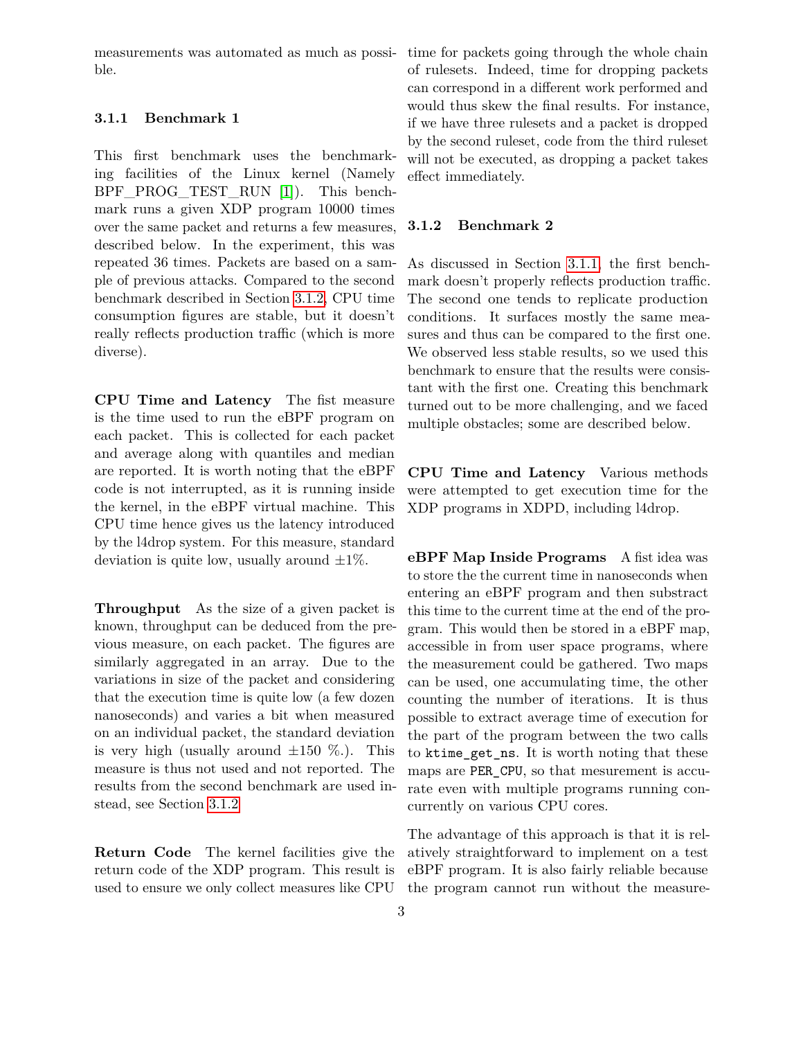measurements was automated as much as possible.

### 3.1.1 Benchmark 1

This first benchmark uses the benchmarking facilities of the Linux kernel (Namely BPF_PROG_TEST_RUN [1]). This benchmark runs a given XDP program 10000 times over the same packet and returns a few measures, described below. In the experiment, this was repeated 36 times. Packets are based on a sample of previous attacks. Compared to the second benchmark described in Section 3.1.2, CPU time consumption figures are stable, but it doesn't really reflects production traffic (which is more diverse).

**CPU Time and Latency** The fist measure is the time used to run the eBPF program on each packet. This is collected for each packet and average along with quantiles and median are reported. It is worth noting that the eBPF code is not interrupted, as it is running inside the kernel, in the eBPF virtual machine. This CPU time hence gives us the latency introduced by the l4drop system. For this measure, standard deviation is quite low, usually around $\pm 1\%$.

**Throughput** As the size of a given packet is known, throughput can be deduced from the previous measure, on each packet. The figures are similarly aggregated in an array. Due to the variations in size of the packet and considering that the execution time is quite low (a few dozen nanoseconds) and varies a bit when measured on an individual packet, the standard deviation is very high (usually around $\pm 150$ %.). This measure is thus not used and not reported. The results from the second benchmark are used instead, see Section 3.1.2

**Return Code** The kernel facilities give the return code of the XDP program. This result is used to ensure we only collect measures like CPU time for packets going through the whole chain of rulesets. Indeed, time for dropping packets can correspond in a different work performed and would thus skew the final results. For instance, if we have three rulesets and a packet is dropped by the second ruleset, code from the third ruleset will not be executed, as dropping a packet takes effect immediately.

### 3.1.2 Benchmark 2

As discussed in Section 3.1.1, the first benchmark doesn't properly reflects production traffic. The second one tends to replicate production conditions. It surfaces mostly the same measures and thus can be compared to the first one. We observed less stable results, so we used this benchmark to ensure that the results were consistant with the first one. Creating this benchmark turned out to be more challenging, and we faced multiple obstacles; some are described below.

**CPU Time and Latency** Various methods were attempted to get execution time for the XDP programs in XDPD, including l4drop.

**eBPF Map Inside Programs** A fist idea was to store the the current time in nanoseconds when entering an eBPF program and then substract this time to the current time at the end of the program. This would then be stored in a eBPF map, accessible in from user space programs, where the measurement could be gathered. Two maps can be used, one accumulating time, the other counting the number of iterations. It is thus possible to extract average time of execution for the part of the program between the two calls to `ktime_get_ns`. It is worth noting that these maps are `PER_CPU`, so that mesurement is accurate even with multiple programs running concurrently on various CPU cores.

The advantage of this approach is that it is relatively straightforward to implement on a test eBPF program. It is also fairly reliable because the program cannot run without the measure-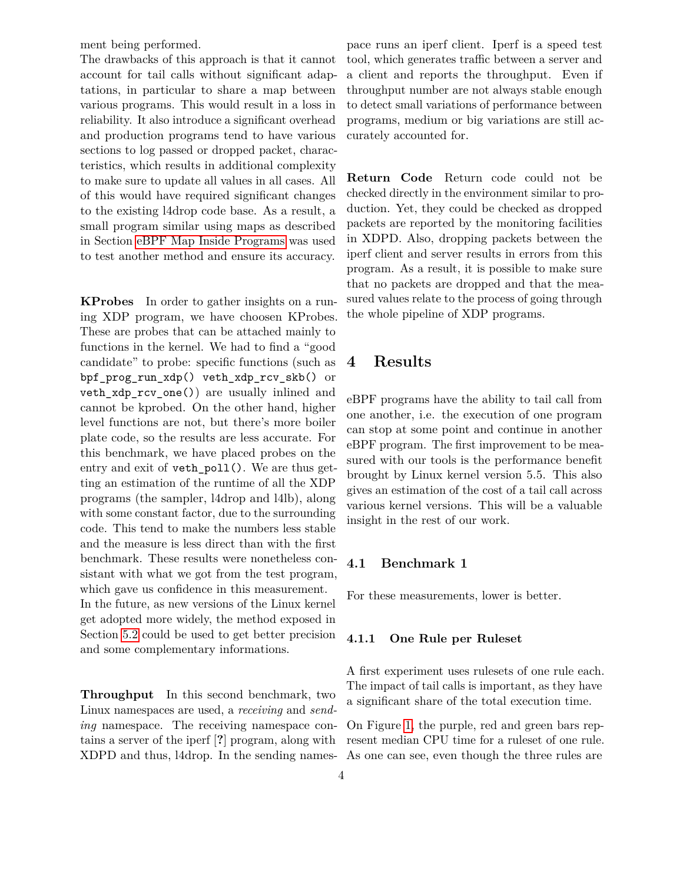ment being performed.
The drawbacks of this approach is that it cannot account for tail calls without significant adaptations, in particular to share a map between various programs. This would result in a loss in reliability. It also introduce a significant overhead and production programs tend to have various sections to log passed or dropped packet, characteristics, which results in additional complexity to make sure to update all values in all cases. All of this would have required significant changes to the existing l4drop code base. As a result, a small program similar using maps as described in Section eBPF Map Inside Programs was used to test another method and ensure its accuracy.

**KProbes** In order to gather insights on a running XDP program, we have choosen KProbes. These are probes that can be attached mainly to functions in the kernel. We had to find a "good candidate" to probe: specific functions (such as `bpf_prog_run_xdp()` `veth_xdp_rcv_skb()` or `veth_xdp_rcv_one()`) are usually inlined and cannot be kprobed. On the other hand, higher level functions are not, but there's more boiler plate code, so the results are less accurate. For this benchmark, we have placed probes on the entry and exit of `veth_poll()`. We are thus getting an estimation of the runtime of all the XDP programs (the sampler, l4drop and l4lb), along with some constant factor, due to the surrounding code. This tend to make the numbers less stable and the measure is less direct than with the first benchmark. These results were nonetheless consistant with what we got from the test program, which gave us confidence in this measurement.
In the future, as new versions of the Linux kernel get adopted more widely, the method exposed in Section 5.2 could be used to get better precision and some complementary informations.

**Throughput** In this second benchmark, two Linux namespaces are used, a *receiving* and *sending* namespace. The receiving namespace contains a server of the iperf [?] program, along with XDPD and thus, l4drop. In the sending namespace runs an iperf client. Iperf is a speed test tool, which generates traffic between a server and a client and reports the throughput. Even if throughput number are not always stable enough to detect small variations of performance between programs, medium or big variations are still accurately accounted for.

**Return Code** Return code could not be checked directly in the environment similar to production. Yet, they could be checked as dropped packets are reported by the monitoring facilities in XDPD. Also, dropping packets between the iperf client and server results in errors from this program. As a result, it is possible to make sure that no packets are dropped and that the measured values relate to the process of going through the whole pipeline of XDP programs.

# 4 Results

eBPF programs have the ability to tail call from one another, i.e. the execution of one program can stop at some point and continue in another eBPF program. The first improvement to be measured with our tools is the performance benefit brought by Linux kernel version 5.5. This also gives an estimation of the cost of a tail call across various kernel versions. This will be a valuable insight in the rest of our work.

## 4.1 Benchmark 1

For these measurements, lower is better.

### 4.1.1 One Rule per Ruleset

A first experiment uses rulesets of one rule each. The impact of tail calls is important, as they have a significant share of the total execution time.

On Figure 1, the purple, red and green bars represent median CPU time for a ruleset of one rule. As one can see, even though the three rules are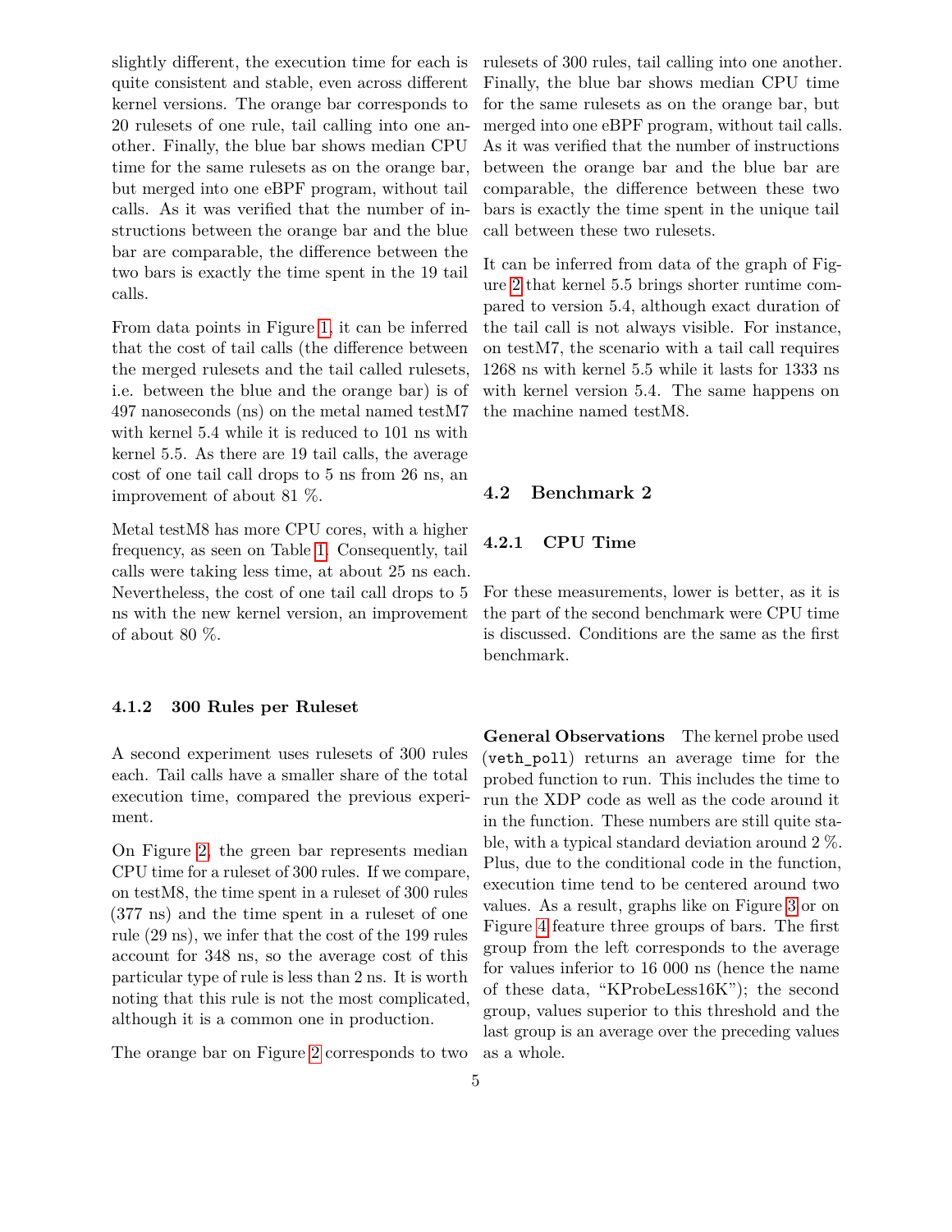slightly different, the execution time for each is quite consistent and stable, even across different kernel versions. The orange bar corresponds to 20 rulesets of one rule, tail calling into one another. Finally, the blue bar shows median CPU time for the same rulesets as on the orange bar, but merged into one eBPF program, without tail calls. As it was verified that the number of instructions between the orange bar and the blue bar are comparable, the difference between the two bars is exactly the time spent in the 19 tail calls.

From data points in Figure 1, it can be inferred that the cost of tail calls (the difference between the merged rulesets and the tail called rulesets, i.e. between the blue and the orange bar) is of 497 nanoseconds (ns) on the metal named testM7 with kernel 5.4 while it is reduced to 101 ns with kernel 5.5. As there are 19 tail calls, the average cost of one tail call drops to 5 ns from 26 ns, an improvement of about 81 %.

Metal testM8 has more CPU cores, with a higher frequency, as seen on Table 1. Consequently, tail calls were taking less time, at about 25 ns each. Nevertheless, the cost of one tail call drops to 5 ns with the new kernel version, an improvement of about 80 %.

#### 4.1.2 300 Rules per Ruleset

A second experiment uses rulesets of 300 rules each. Tail calls have a smaller share of the total execution time, compared the previous experiment.

On Figure 2, the green bar represents median CPU time for a ruleset of 300 rules. If we compare, on testM8, the time spent in a ruleset of 300 rules (377 ns) and the time spent in a ruleset of one rule (29 ns), we infer that the cost of the 199 rules account for 348 ns, so the average cost of this particular type of rule is less than 2 ns. It is worth noting that this rule is not the most complicated, although it is a common one in production.

The orange bar on Figure 2 corresponds to two rulesets of 300 rules, tail calling into one another. Finally, the blue bar shows median CPU time for the same rulesets as on the orange bar, but merged into one eBPF program, without tail calls. As it was verified that the number of instructions between the orange bar and the blue bar are comparable, the difference between these two bars is exactly the time spent in the unique tail call between these two rulesets.

It can be inferred from data of the graph of Figure 2 that kernel 5.5 brings shorter runtime compared to version 5.4, although exact duration of the tail call is not always visible. For instance, on testM7, the scenario with a tail call requires 1268 ns with kernel 5.5 while it lasts for 1333 ns with kernel version 5.4. The same happens on the machine named testM8.

### 4.2 Benchmark 2

#### 4.2.1 CPU Time

For these measurements, lower is better, as it is the part of the second benchmark were CPU time is discussed. Conditions are the same as the first benchmark.

**General Observations** The kernel probe used (`veth_poll`) returns an average time for the probed function to run. This includes the time to run the XDP code as well as the code around it in the function. These numbers are still quite stable, with a typical standard deviation around 2 %. Plus, due to the conditional code in the function, execution time tend to be centered around two values. As a result, graphs like on Figure 3 or on Figure 4 feature three groups of bars. The first group from the left corresponds to the average for values inferior to 16 000 ns (hence the name of these data, “KProbeLess16K”); the second group, values superior to this threshold and the last group is an average over the preceding values as a whole.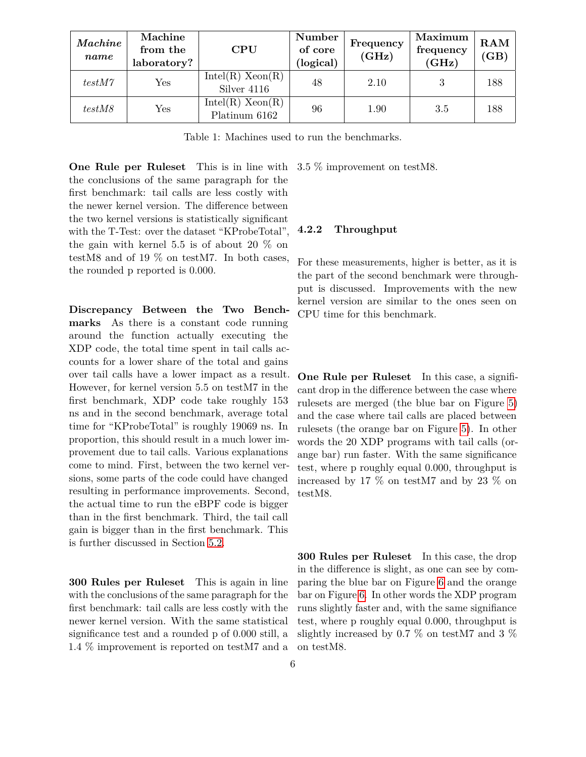| *Machine name* | Machine from the laboratory? | CPU | Number of core (logical) | Frequency (GHz) | Maximum frequency (GHz) | RAM (GB) |
|---|---|---|---|---|---|---|
| *testM7* | Yes | Intel(R) Xeon(R) Silver 4116 | 48 | 2.10 | 3 | 188 |
| *testM8* | Yes | Intel(R) Xeon(R) Platinum 6162 | 96 | 1.90 | 3.5 | 188 |

Table 1: Machines used to run the benchmarks.

**One Rule per Ruleset** This is in line with the conclusions of the same paragraph for the first benchmark: tail calls are less costly with the newer kernel version. The difference between the two kernel versions is statistically significant with the T-Test: over the dataset "KProbeTotal", the gain with kernel 5.5 is of about 20 % on testM8 and of 19 % on testM7. In both cases, the rounded p reported is 0.000.

**Discrepancy Between the Two Benchmarks** As there is a constant code running around the function actually executing the XDP code, the total time spent in tail calls accounts for a lower share of the total and gains over tail calls have a lower impact as a result. However, for kernel version 5.5 on testM7 in the first benchmark, XDP code take roughly 153 ns and in the second benchmark, average total time for "KProbeTotal" is roughly 19069 ns. In proportion, this should result in a much lower improvement due to tail calls. Various explanations come to mind. First, between the two kernel versions, some parts of the code could have changed resulting in performance improvements. Second, the actual time to run the eBPF code is bigger than in the first benchmark. Third, the tail call gain is bigger than in the first benchmark. This is further discussed in Section 5.2.

**300 Rules per Ruleset** This is again in line with the conclusions of the same paragraph for the first benchmark: tail calls are less costly with the newer kernel version. With the same statistical significance test and a rounded p of 0.000 still, a 1.4 % improvement is reported on testM7 and a 3.5 % improvement on testM8.

### 4.2.2 Throughput

For these measurements, higher is better, as it is the part of the second benchmark were throughput is discussed. Improvements with the new kernel version are similar to the ones seen on CPU time for this benchmark.

**One Rule per Ruleset** In this case, a significant drop in the difference between the case where rulesets are merged (the blue bar on Figure 5) and the case where tail calls are placed between rulesets (the orange bar on Figure 5). In other words the 20 XDP programs with tail calls (orange bar) run faster. With the same significance test, where p roughly equal 0.000, throughput is increased by 17 % on testM7 and by 23 % on testM8.

**300 Rules per Ruleset** In this case, the drop in the difference is slight, as one can see by comparing the blue bar on Figure 6 and the orange bar on Figure 6. In other words the XDP program runs slightly faster and, with the same signifiance test, where p roughly equal 0.000, throughput is slightly increased by 0.7 % on testM7 and 3 % on testM8.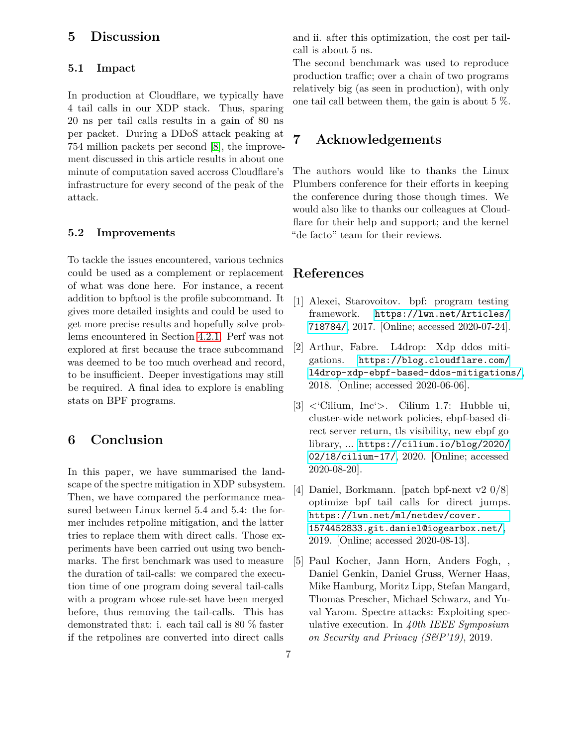## 5 Discussion

### 5.1 Impact

In production at Cloudflare, we typically have 4 tail calls in our XDP stack. Thus, sparing 20 ns per tail calls results in a gain of 80 ns per packet. During a DDoS attack peaking at 754 million packets per second [8], the improvement discussed in this article results in about one minute of computation saved accross Cloudflare's infrastructure for every second of the peak of the attack.

### 5.2 Improvements

To tackle the issues encountered, various technics could be used as a complement or replacement of what was done here. For instance, a recent addition to bpftool is the profile subcommand. It gives more detailed insights and could be used to get more precise results and hopefully solve problems encountered in Section 4.2.1. Perf was not explored at first because the trace subcommand was deemed to be too much overhead and record, to be insufficient. Deeper investigations may still be required. A final idea to explore is enabling stats on BPF programs.

## 6 Conclusion

In this paper, we have summarised the landscape of the spectre mitigation in XDP subsystem. Then, we have compared the performance measured between Linux kernel 5.4 and 5.4: the former includes retpoline mitigation, and the latter tries to replace them with direct calls. Those experiments have been carried out using two benchmarks. The first benchmark was used to measure the duration of tail-calls: we compared the execution time of one program doing several tail-calls with a program whose rule-set have been merged before, thus removing the tail-calls. This has demonstrated that: i. each tail call is 80 % faster if the retpolines are converted into direct calls and ii. after this optimization, the cost per tail-call is about 5 ns.

The second benchmark was used to reproduce production traffic; over a chain of two programs relatively big (as seen in production), with only one tail call between them, the gain is about 5 %.

## 7 Acknowledgements

The authors would like to thanks the Linux Plumbers conference for their efforts in keeping the conference during those though times. We would also like to thanks our colleagues at Cloudflare for their help and support; and the kernel "de facto" team for their reviews.

## References

[1] Alexei, Starovoitov. bpf: program testing framework. https://lwn.net/Articles/718784/, 2017. [Online; accessed 2020-07-24].

[2] Arthur, Fabre. L4drop: Xdp ddos mitigations. https://blog.cloudflare.com/l4drop-xdp-ebpf-based-ddos-mitigations/, 2018. [Online; accessed 2020-06-06].

[3] <'Cilium, Inc'>. Cilium 1.7: Hubble ui, cluster-wide network policies, ebpf-based direct server return, tls visibility, new ebpf go library, ... https://cilium.io/blog/2020/02/18/cilium-17/, 2020. [Online; accessed 2020-08-20].

[4] Daniel, Borkmann. [patch bpf-next v2 0/8] optimize bpf tail calls for direct jumps. https://lwn.net/ml/netdev/cover.1574452833.git.daniel@iogearbox.net/, 2019. [Online; accessed 2020-08-13].

[5] Paul Kocher, Jann Horn, Anders Fogh, , Daniel Genkin, Daniel Gruss, Werner Haas, Mike Hamburg, Moritz Lipp, Stefan Mangard, Thomas Prescher, Michael Schwarz, and Yuval Yarom. Spectre attacks: Exploiting speculative execution. In *40th IEEE Symposium on Security and Privacy (S&P'19)*, 2019.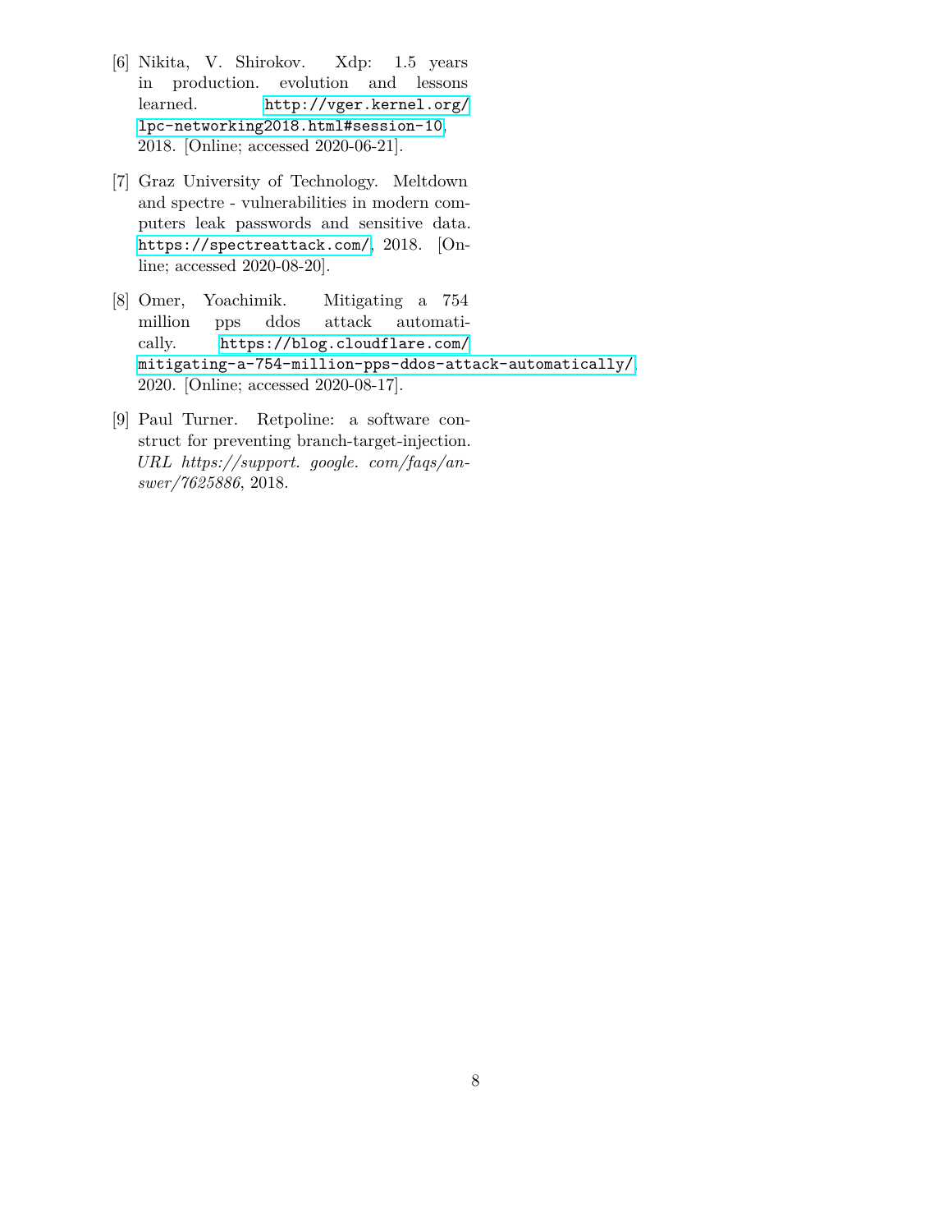[6] Nikita, V. Shirokov. Xdp: 1.5 years in production. evolution and lessons learned. http://vger.kernel.org/lpc-networking2018.html#session-10, 2018. [Online; accessed 2020-06-21].

[7] Graz University of Technology. Meltdown and spectre - vulnerabilities in modern computers leak passwords and sensitive data. https://spectreattack.com/, 2018. [Online; accessed 2020-08-20].

[8] Omer, Yoachimik. Mitigating a 754 million pps ddos attack automatically. https://blog.cloudflare.com/mitigating-a-754-million-pps-ddos-attack-automatically/, 2020. [Online; accessed 2020-08-17].

[9] Paul Turner. Retpoline: a software construct for preventing branch-target-injection. *URL https://support. google. com/faqs/answer/7625886*, 2018.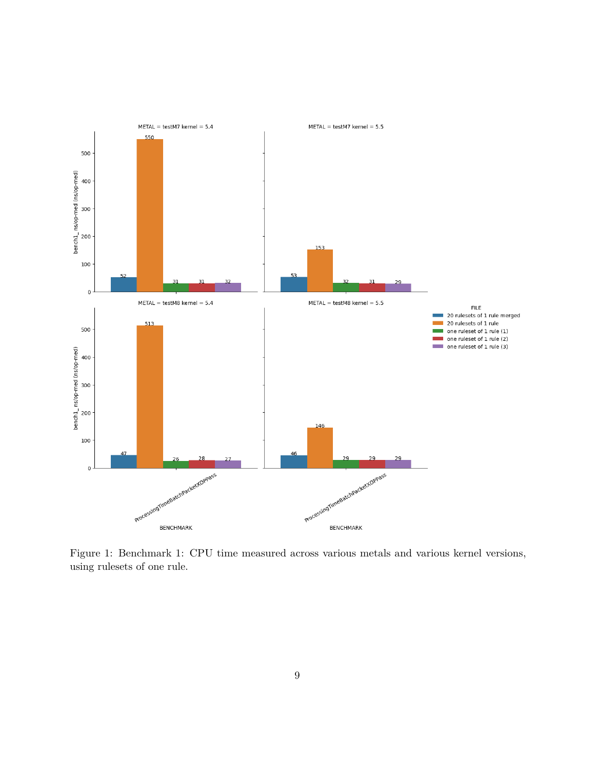Figure 1: Benchmark 1: CPU time measured across various metals and various kernel versions, using rulesets of one rule.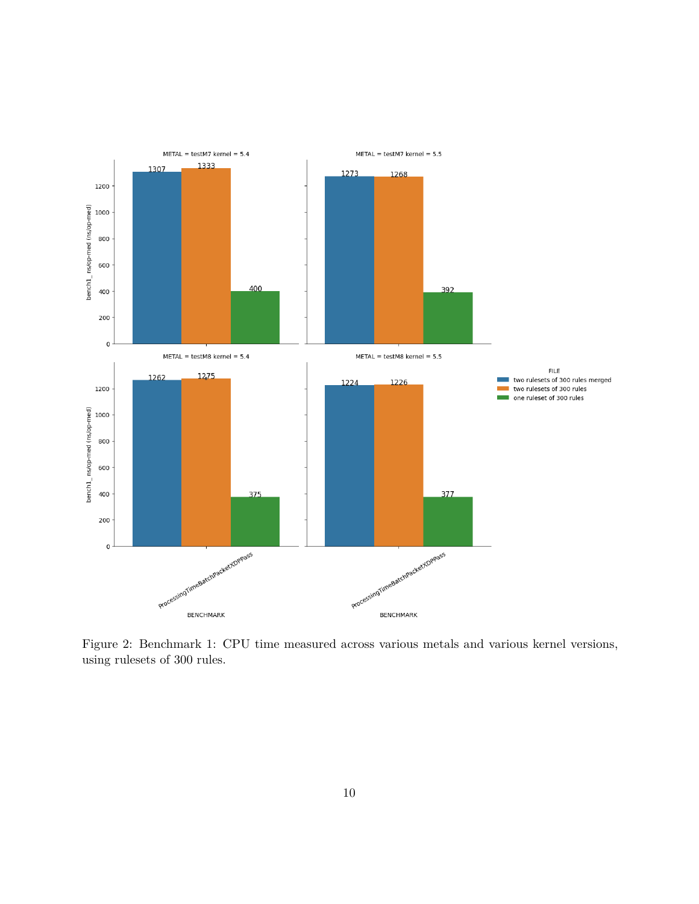Figure 2: Benchmark 1: CPU time measured across various metals and various kernel versions, using rulesets of 300 rules.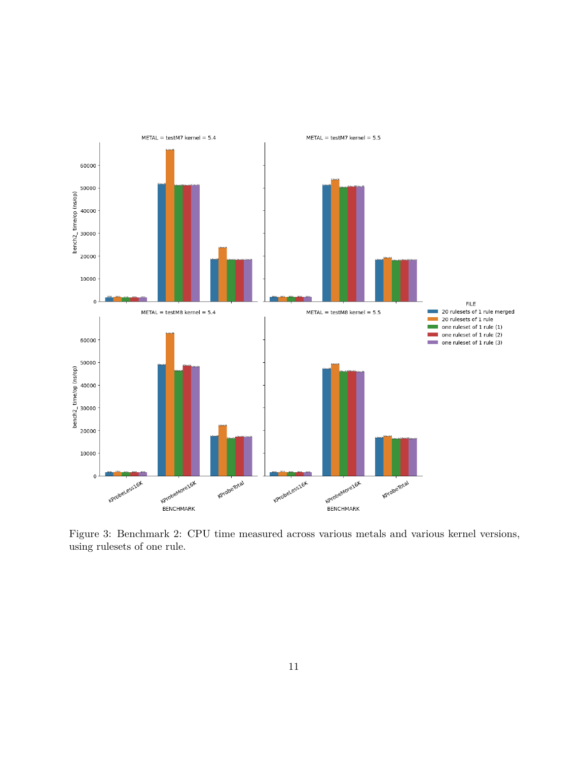Figure 3: Benchmark 2: CPU time measured across various metals and various kernel versions, using rulesets of one rule.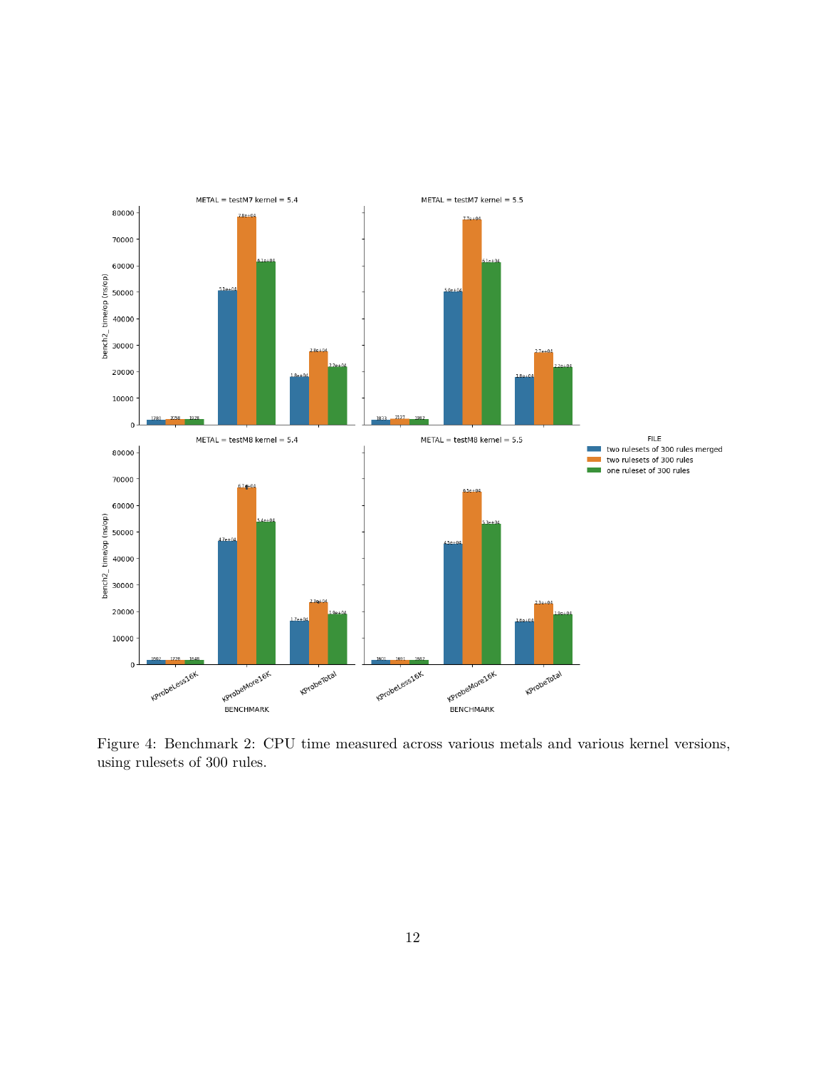Figure 4: Benchmark 2: CPU time measured across various metals and various kernel versions, using rulesets of 300 rules.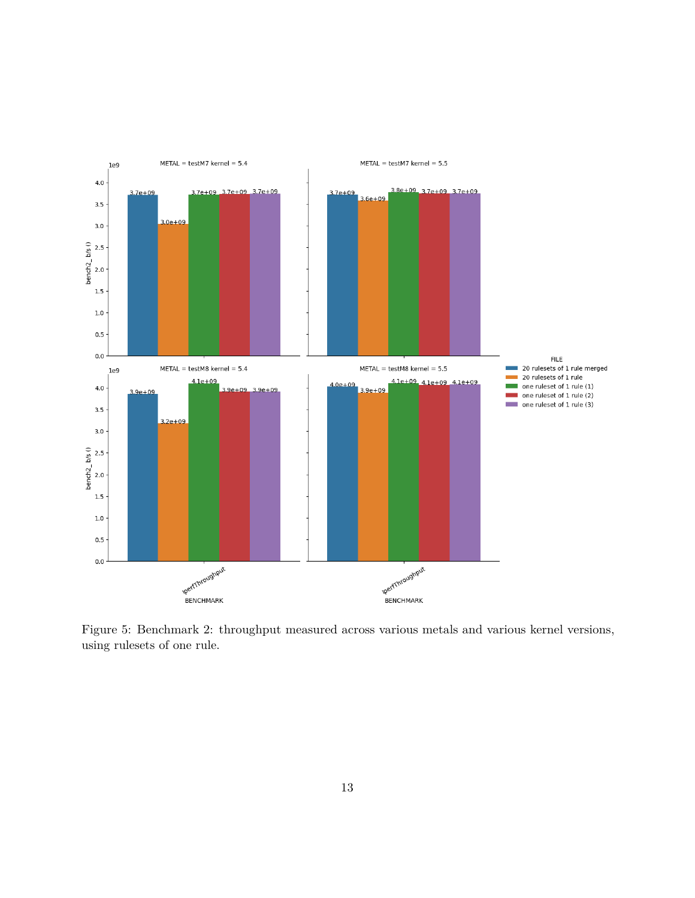Figure 5: Benchmark 2: throughput measured across various metals and various kernel versions, using rulesets of one rule.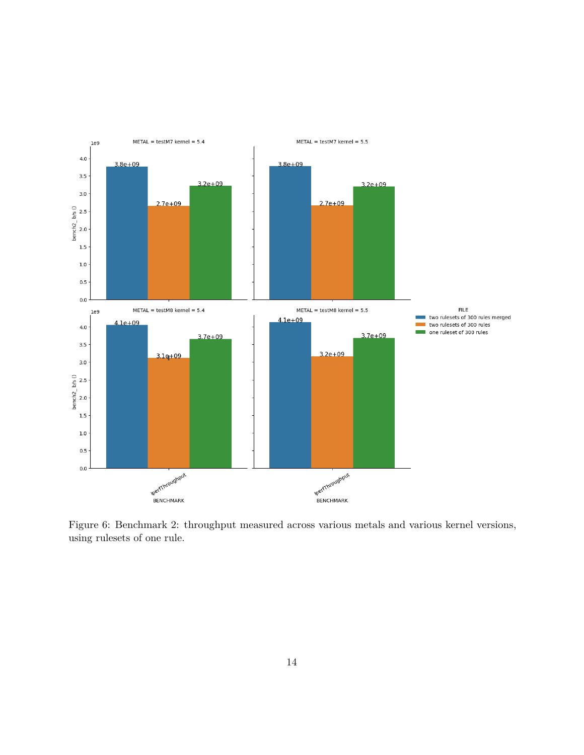METAL = testM7 kernel = 5.4

METAL = testM7 kernel = 5.5

METAL = testM8 kernel = 5.4

METAL = testM8 kernel = 5.5

1e9

bench2_ b/s ()

4.0
3.5
3.0
2.5
2.0
1.5
1.0
0.5
0.0

3.8e+09
2.7e+09
3.2e+09

3.8e+09
2.7e+09
3.2e+09

4.1e+09
3.1e+09
3.7e+09

4.1e+09
3.2e+09
3.7e+09

iperfThroughput

BENCHMARK

FILE
two rulesets of 300 rules merged
two rulesets of 300 rules
one ruleset of 300 rules

Figure 6: Benchmark 2: throughput measured across various metals and various kernel versions, using rulesets of one rule.